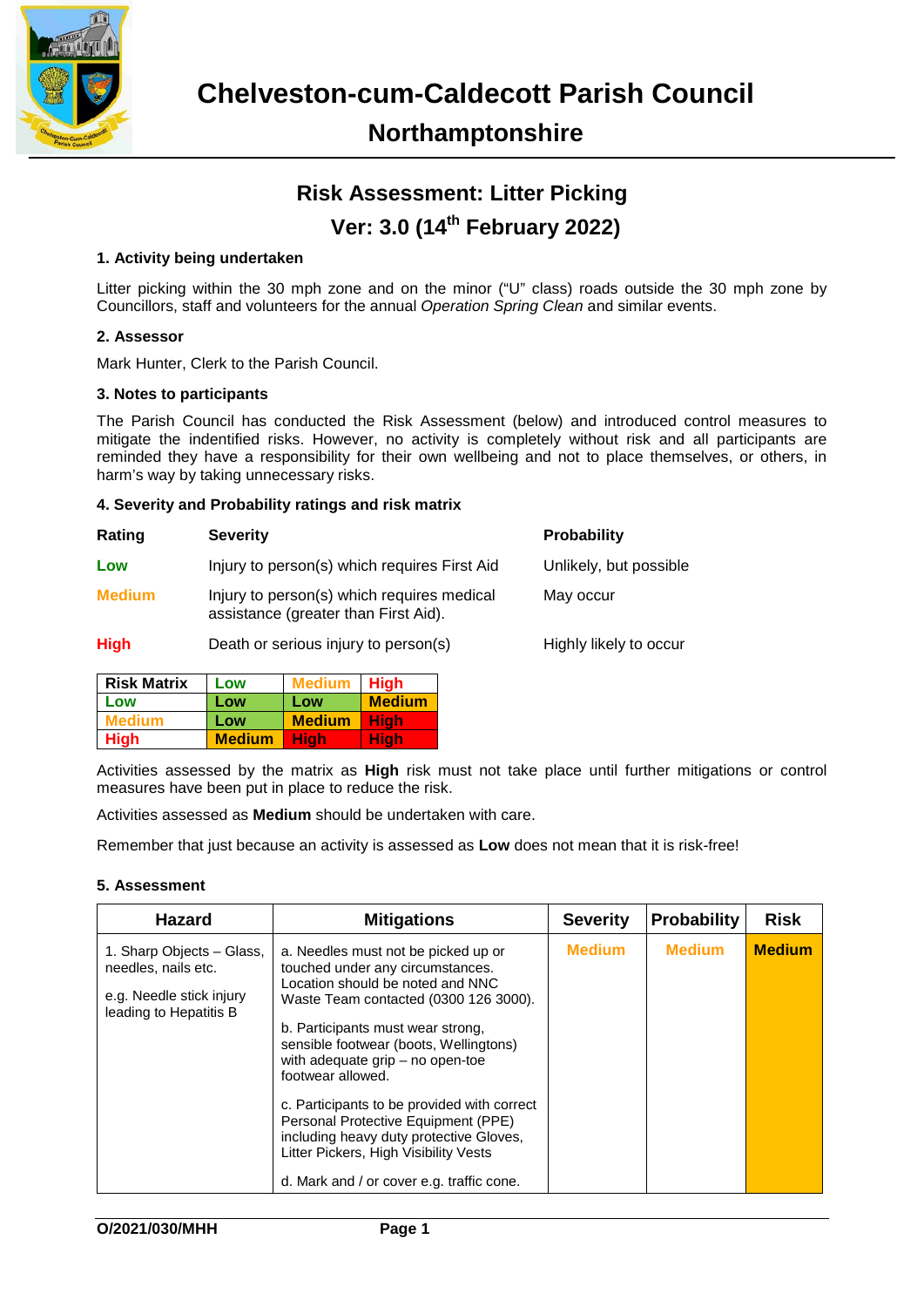# Chelveston-cum-Caldecott Parish Council

## Northamptonshire

## Risk Assessment: Litter Picking

## Ver: 3.0 (14th February 2022)

### 1. Activity being undertaken

Litter picking within the 30 mph zone and on the minor ("U" class) roads outside the 30 mph zone by Councillors, staff and volunteers for the annual *Operation Spring Clean* and similar events.

### 2. Assessor

Mark Hunter, Clerk to the Parish Council.

### 3. Notes to participants

The Parish Council has conducted the Risk Assessment (below) and introduced control measures to mitigate the indentified risks. However, no activity is completely without risk and all participants are reminded they have a responsibility for their own wellbeing and not to place themselves, or others, in harm's way by taking unnecessary risks.

### 4. Severity and Probability ratings and risk matrix

| Rating | Severity | Probability |
|---|---|---|
| Low | Injury to person(s) which requires First Aid | Unlikely, but possible |
| Medium | Injury to person(s) which requires medical assistance (greater than First Aid). | May occur |
| High | Death or serious injury to person(s) | Highly likely to occur |

| Risk Matrix | Low | Medium | High |
|---|---|---|---|
| Low | Low | Low | Medium |
| Medium | Low | Medium | High |
| High | Medium | High | High |

Activities assessed by the matrix as **High** risk must not take place until further mitigations or control measures have been put in place to reduce the risk.

Activities assessed as **Medium** should be undertaken with care.

Remember that just because an activity is assessed as **Low** does not mean that it is risk-free!

### 5. Assessment

| Hazard | Mitigations | Severity | Probability | Risk |
|---|---|---|---|---|
| 1. Sharp Objects – Glass, needles, nails etc.<br><br>e.g. Needle stick injury leading to Hepatitis B | a. Needles must not be picked up or touched under any circumstances. Location should be noted and NNC Waste Team contacted (0300 126 3000).<br><br>b. Participants must wear strong, sensible footwear (boots, Wellingtons) with adequate grip – no open-toe footwear allowed.<br><br>c. Participants to be provided with correct Personal Protective Equipment (PPE) including heavy duty protective Gloves, Litter Pickers, High Visibility Vests<br><br>d. Mark and / or cover e.g. traffic cone. | Medium | Medium | Medium |

O/2021/030/MHH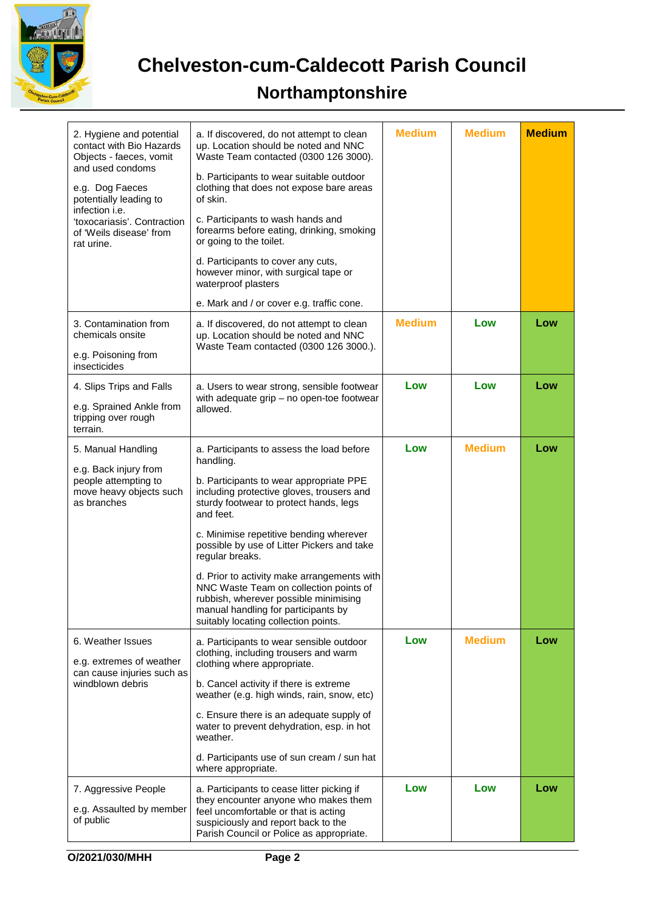# Chelveston-cum-Caldecott Parish Council

## Northamptonshire

| | | | | |
|---|---|---|---|---|
| 2. Hygiene and potential contact with Bio Hazards Objects - faeces, vomit and used condoms<br><br>e.g. Dog Faeces potentially leading to infection i.e. 'toxocariasis'. Contraction of 'Weils disease' from rat urine. | a. If discovered, do not attempt to clean up. Location should be noted and NNC Waste Team contacted (0300 126 3000).<br><br>b. Participants to wear suitable outdoor clothing that does not expose bare areas of skin.<br><br>c. Participants to wash hands and forearms before eating, drinking, smoking or going to the toilet.<br><br>d. Participants to cover any cuts, however minor, with surgical tape or waterproof plasters<br><br>e. Mark and / or cover e.g. traffic cone. | Medium | Medium | **Medium** |
| 3. Contamination from chemicals onsite<br><br>e.g. Poisoning from insecticides | a. If discovered, do not attempt to clean up. Location should be noted and NNC Waste Team contacted (0300 126 3000.). | Medium | Low | **Low** |
| 4. Slips Trips and Falls<br><br>e.g. Sprained Ankle from tripping over rough terrain. | a. Users to wear strong, sensible footwear with adequate grip – no open-toe footwear allowed. | Low | Low | **Low** |
| 5. Manual Handling<br><br>e.g. Back injury from people attempting to move heavy objects such as branches | a. Participants to assess the load before handling.<br><br>b. Participants to wear appropriate PPE including protective gloves, trousers and sturdy footwear to protect hands, legs and feet.<br><br>c. Minimise repetitive bending wherever possible by use of Litter Pickers and take regular breaks.<br><br>d. Prior to activity make arrangements with NNC Waste Team on collection points of rubbish, wherever possible minimising manual handling for participants by suitably locating collection points. | Low | Medium | **Low** |
| 6. Weather Issues<br><br>e.g. extremes of weather can cause injuries such as windblown debris | a. Participants to wear sensible outdoor clothing, including trousers and warm clothing where appropriate.<br><br>b. Cancel activity if there is extreme weather (e.g. high winds, rain, snow, etc)<br><br>c. Ensure there is an adequate supply of water to prevent dehydration, esp. in hot weather.<br><br>d. Participants use of sun cream / sun hat where appropriate. | Low | Medium | **Low** |
| 7. Aggressive People<br><br>e.g. Assaulted by member of public | a. Participants to cease litter picking if they encounter anyone who makes them feel uncomfortable or that is acting suspiciously and report back to the Parish Council or Police as appropriate. | Low | Low | **Low** |

**O/2021/030/MHH**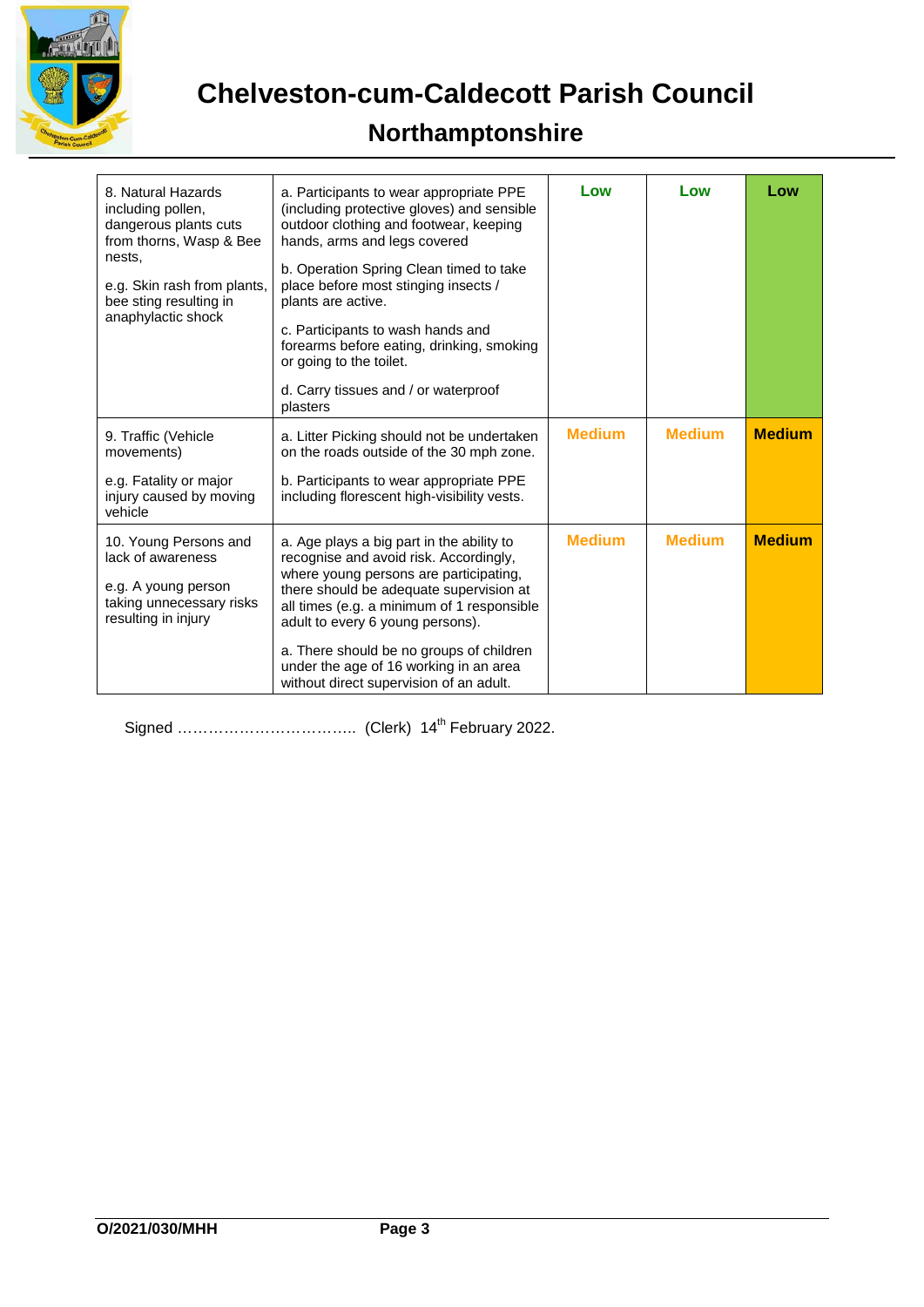# Chelveston-cum-Caldecott Parish Council

## Northamptonshire

| | | | | |
|---|---|---|---|---|
| 8. Natural Hazards including pollen, dangerous plants cuts from thorns, Wasp & Bee nests,<br><br>e.g. Skin rash from plants, bee sting resulting in anaphylactic shock | a. Participants to wear appropriate PPE (including protective gloves) and sensible outdoor clothing and footwear, keeping hands, arms and legs covered<br><br>b. Operation Spring Clean timed to take place before most stinging insects / plants are active.<br><br>c. Participants to wash hands and forearms before eating, drinking, smoking or going to the toilet.<br><br>d. Carry tissues and / or waterproof plasters | Low | Low | **Low** |
| 9. Traffic (Vehicle movements)<br><br>e.g. Fatality or major injury caused by moving vehicle | a. Litter Picking should not be undertaken on the roads outside of the 30 mph zone.<br><br>b. Participants to wear appropriate PPE including florescent high-visibility vests. | Medium | Medium | **Medium** |
| 10. Young Persons and lack of awareness<br><br>e.g. A young person taking unnecessary risks resulting in injury | a. Age plays a big part in the ability to recognise and avoid risk. Accordingly, where young persons are participating, there should be adequate supervision at all times (e.g. a minimum of 1 responsible adult to every 6 young persons).<br><br>a. There should be no groups of children under the age of 16 working in an area without direct supervision of an adult. | Medium | Medium | **Medium** |

Signed …………………………….. (Clerk) 14th February 2022.

**O/2021/030/MHH**